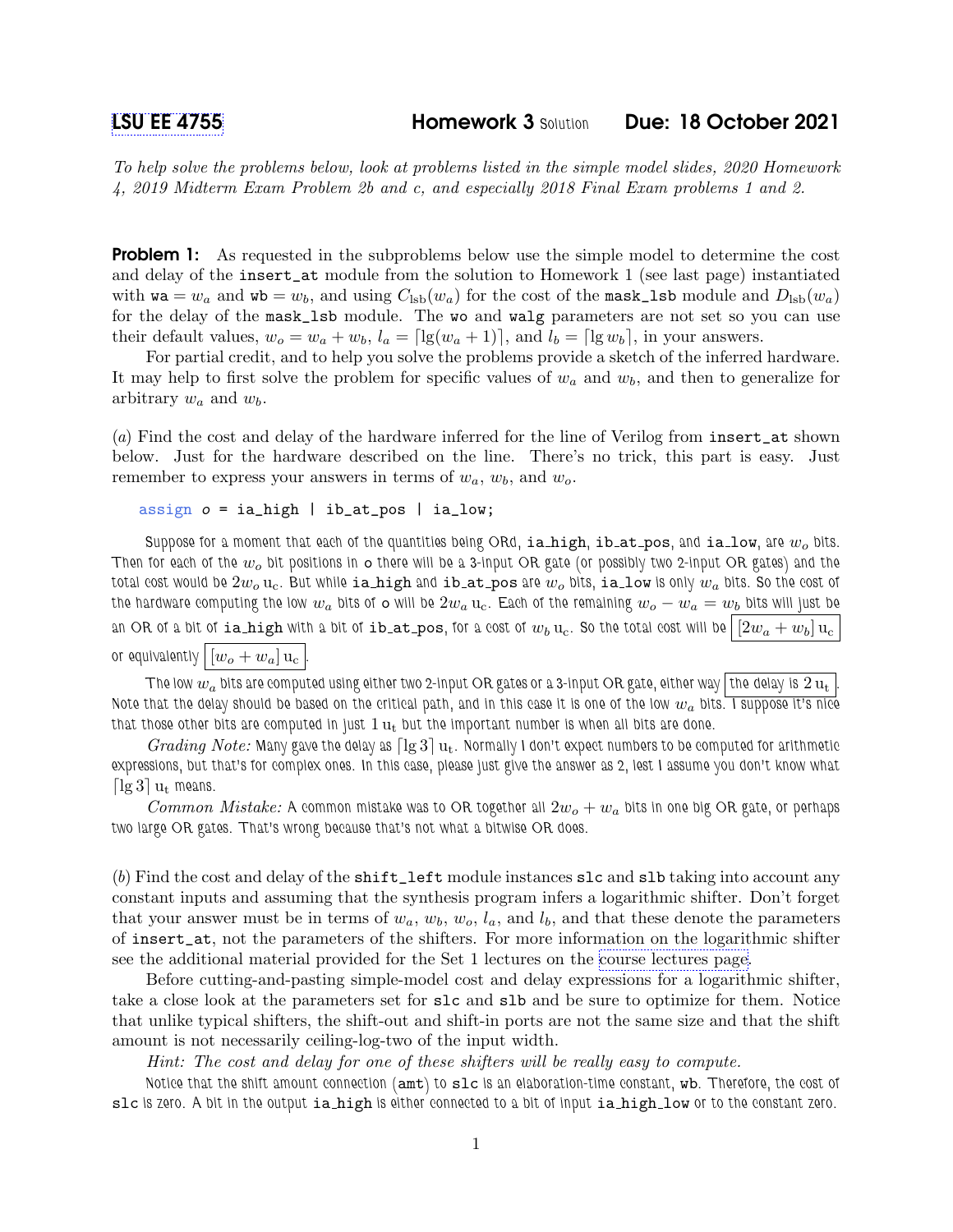LSU EE 4755 **Homework 3** Solution **Due: 18 October 2021**

*To help solve the problems below, look at problems listed in the simple model slides, 2020 Homework 4, 2019 Midterm Exam Problem 2b and c, and especially 2018 Final Exam problems 1 and 2.*

**Problem 1:** As requested in the subproblems below use the simple model to determine the cost and delay of the `insert_at` module from the solution to Homework 1 (see last page) instantiated with `wa` $= w_a$ and `wb` $= w_b$, and using $C_{\rm lsb}(w_a)$ for the cost of the `mask_lsb` module and $D_{\rm lsb}(w_a)$ for the delay of the `mask_lsb` module. The `wo` and `walg` parameters are not set so you can use their default values, $w_o = w_a + w_b$, $l_a = \lceil \lg(w_a + 1) \rceil$, and $l_b = \lceil \lg w_b \rceil$, in your answers.

For partial credit, and to help you solve the problems provide a sketch of the inferred hardware. It may help to first solve the problem for specific values of $w_a$ and $w_b$, and then to generalize for arbitrary $w_a$ and $w_b$.

(*a*) Find the cost and delay of the hardware inferred for the line of Verilog from `insert_at` shown below. Just for the hardware described on the line. There's no trick, this part is easy. Just remember to express your answers in terms of $w_a$, $w_b$, and $w_o$.

```
assign o = ia_high | ib_at_pos | ia_low;
```

Suppose for a moment that each of the quantities being ORd, `ia_high`, `ib_at_pos`, and `ia_low`, are $w_o$ bits. Then for each of the $w_o$ bit positions in `o` there will be a 3-input OR gate (or possibly two 2-input OR gates) and the total cost would be $2w_o\,\mathrm{u_c}$. But while `ia_high` and `ib_at_pos` are $w_o$ bits, `ia_low` is only $w_a$ bits. So the cost of the hardware computing the low $w_a$ bits of `o` will be $2w_a\,\mathrm{u_c}$. Each of the remaining $w_o - w_a = w_b$ bits will just be an OR of a bit of `ia_high` with a bit of `ib_at_pos`, for a cost of $w_b\,\mathrm{u_c}$. So the total cost will be $\boxed{[2w_a + w_b]\,\mathrm{u_c}}$ or equivalently $\boxed{[w_o + w_a]\,\mathrm{u_c}}$.

The low $w_a$ bits are computed using either two 2-input OR gates or a 3-input OR gate, either way $\boxed{\text{the delay is } 2\,\mathrm{u_t}}$. Note that the delay should be based on the critical path, and in this case it is one of the low $w_a$ bits. I suppose it's nice that those other bits are computed in just $1\,\mathrm{u_t}$ but the important number is when all bits are done.

*Grading Note:* Many gave the delay as $\lceil \lg 3 \rceil\,\mathrm{u_t}$. Normally I don't expect numbers to be computed for arithmetic expressions, but that's for complex ones. In this case, please just give the answer as 2, lest I assume you don't know what $\lceil \lg 3 \rceil\,\mathrm{u_t}$ means.

*Common Mistake:* A common mistake was to OR together all $2w_o + w_a$ bits in one big OR gate, or perhaps two large OR gates. That's wrong because that's not what a bitwise OR does.

(*b*) Find the cost and delay of the `shift_left` module instances `slc` and `slb` taking into account any constant inputs and assuming that the synthesis program infers a logarithmic shifter. Don't forget that your answer must be in terms of $w_a$, $w_b$, $w_o$, $l_a$, and $l_b$, and that these denote the parameters of `insert_at`, not the parameters of the shifters. For more information on the logarithmic shifter see the additional material provided for the Set 1 lectures on the course lectures page.

Before cutting-and-pasting simple-model cost and delay expressions for a logarithmic shifter, take a close look at the parameters set for `slc` and `slb` and be sure to optimize for them. Notice that unlike typical shifters, the shift-out and shift-in ports are not the same size and that the shift amount is not necessarily ceiling-log-two of the input width.

*Hint: The cost and delay for one of these shifters will be really easy to compute.*

Notice that the shift amount connection (`amt`) to `slc` is an elaboration-time constant, `wb`. Therefore, the cost of `slc` is zero. A bit in the output `ia_high` is either connected to a bit of input `ia_high_low` or to the constant zero.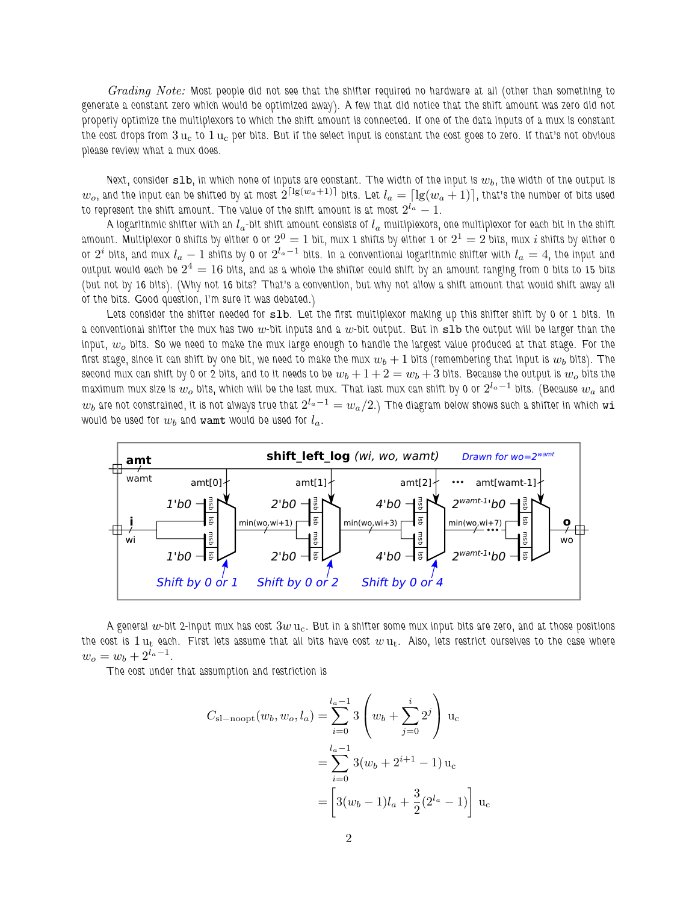*Grading Note:* Most people did not see that the shifter required no hardware at all (other than something to generate a constant zero which would be optimized away). A few that did notice that the shift amount was zero did not properly optimize the multiplexors to which the shift amount is connected. If one of the data inputs of a mux is constant the cost drops from $3\,\mathrm{u_c}$ to $1\,\mathrm{u_c}$ per bits. But if the select input is constant the cost goes to zero. If that's not obvious please review what a mux does.

Next, consider `slb`, in which none of inputs are constant. The width of the input is $w_b$, the width of the output is $w_o$, and the input can be shifted by at most $2^{\lceil \lg(w_a+1) \rceil}$ bits. Let $l_a = \lceil \lg(w_a+1) \rceil$, that's the number of bits used to represent the shift amount. The value of the shift amount is at most $2^{l_a} - 1$.

A logarithmic shifter with an $l_a$-bit shift amount consists of $l_a$ multiplexors, one multiplexor for each bit in the shift amount. Multiplexor 0 shifts by either 0 or $2^0 = 1$ bit, mux 1 shifts by either 1 or $2^1 = 2$ bits, mux $i$ shifts by either 0 or $2^i$ bits, and mux $l_a - 1$ shifts by 0 or $2^{l_a-1}$ bits. In a conventional logarithmic shifter with $l_a = 4$, the input and output would each be $2^4 = 16$ bits, and as a whole the shifter could shift by an amount ranging from 0 bits to 15 bits (but not by 16 bits). (Why not 16 bits? That's a convention, but why not allow a shift amount that would shift away all of the bits. Good question, I'm sure it was debated.)

Lets consider the shifter needed for `slb`. Let the first multiplexor making up this shifter shift by 0 or 1 bits. In a conventional shifter the mux has two $w$-bit inputs and a $w$-bit output. But in `slb` the output will be larger than the input, $w_o$ bits. So we need to make the mux large enough to handle the largest value produced at that stage. For the first stage, since it can shift by one bit, we need to make the mux $w_b + 1$ bits (remembering that input is $w_b$ bits). The second mux can shift by 0 or 2 bits, and to it needs to be $w_b + 1 + 2 = w_b + 3$ bits. Because the output is $w_o$ bits the maximum mux size is $w_o$ bits, which will be the last mux. That last mux can shift by 0 or $2^{l_a-1}$ bits. (Because $w_a$ and $w_b$ are not constrained, it is not always true that $2^{l_a-1} = w_a/2$.) The diagram below shows such a shifter in which `wi` would be used for $w_b$ and `wamt` would be used for $l_a$.

A general $w$-bit 2-input mux has cost $3w\,\mathrm{u_c}$. But in a shifter some mux input bits are zero, and at those positions the cost is $1\,\mathrm{u_t}$ each. First lets assume that all bits have cost $w\,\mathrm{u_t}$. Also, lets restrict ourselves to the case where $w_o = w_b + 2^{l_a-1}$.

The cost under that assumption and restriction is

$$
\begin{aligned}
C_{\mathrm{sl-noopt}}(w_b, w_o, l_a) &= \sum_{i=0}^{l_a-1} 3\left(w_b + \sum_{j=0}^{i} 2^j\right)\,\mathrm{u_c} \\
&= \sum_{i=0}^{l_a-1} 3(w_b + 2^{i+1} - 1)\,\mathrm{u_c} \\
&= \left[3(w_b - 1)l_a + \frac{3}{2}(2^{l_a} - 1)\right]\,\mathrm{u_c}
\end{aligned}
$$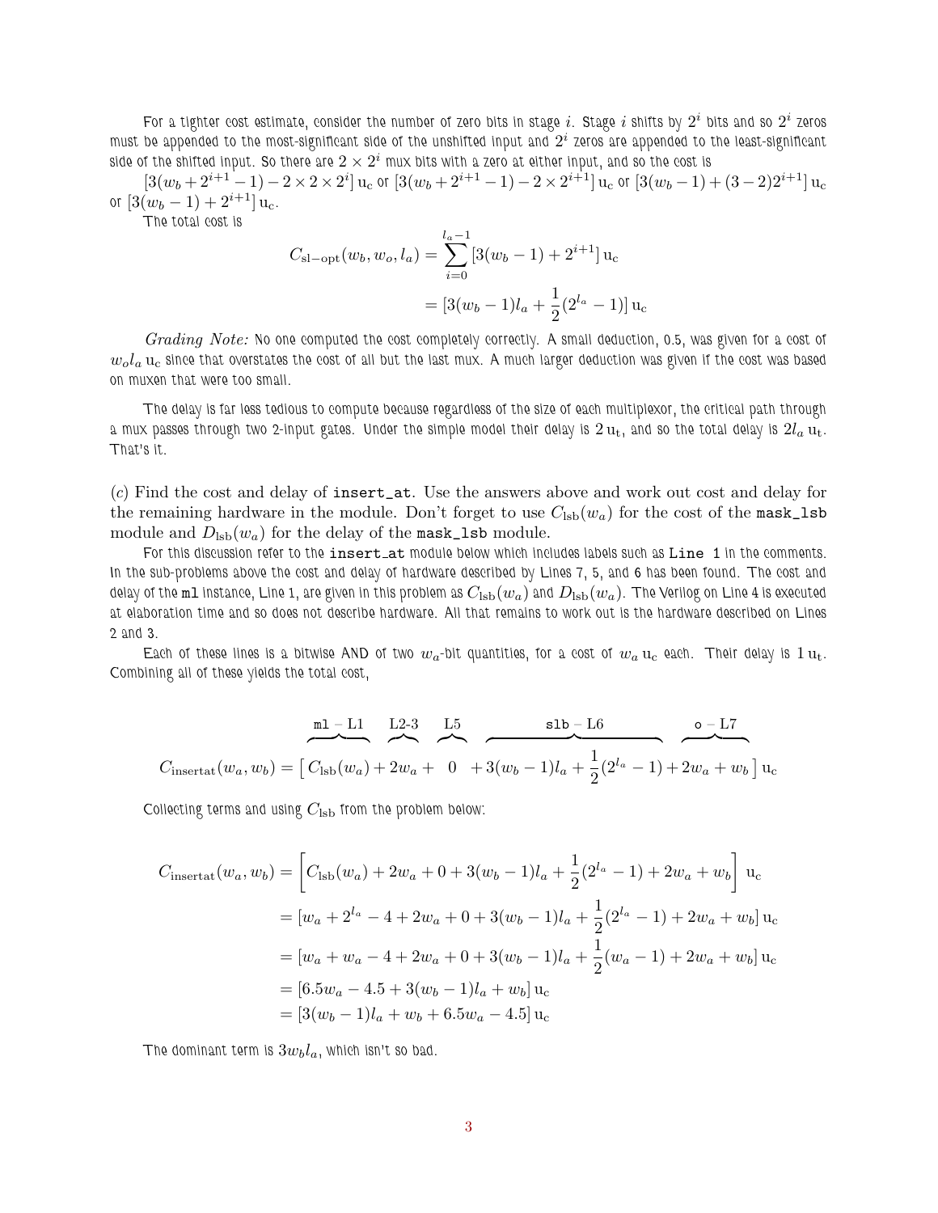For a tighter cost estimate, consider the number of zero bits in stage $i$. Stage $i$ shifts by $2^i$ bits and so $2^i$ zeros must be appended to the most-significant side of the unshifted input and $2^i$ zeros are appended to the least-significant side of the shifted input. So there are $2 \times 2^i$ mux bits with a zero at either input, and so the cost is

$[3(w_b + 2^{i+1} - 1) - 2 \times 2 \times 2^i]\,\mathrm{u_c}$ or $[3(w_b + 2^{i+1} - 1) - 2 \times 2^{i+1}]\,\mathrm{u_c}$ or $[3(w_b - 1) + (3-2)2^{i+1}]\,\mathrm{u_c}$ or $[3(w_b - 1) + 2^{i+1}]\,\mathrm{u_c}$.

The total cost is

$$
\begin{aligned}
C_{\text{sl-opt}}(w_b, w_o, l_a) &= \sum_{i=0}^{l_a - 1} [3(w_b - 1) + 2^{i+1}]\,\mathrm{u_c} \\
&= [3(w_b - 1)l_a + \frac{1}{2}(2^{l_a} - 1)]\,\mathrm{u_c}
\end{aligned}
$$

*Grading Note:* No one computed the cost completely correctly. A small deduction, 0.5, was given for a cost of $w_o l_a\,\mathrm{u_c}$ since that overstates the cost of all but the last mux. A much larger deduction was given if the cost was based on muxen that were too small.

The delay is far less tedious to compute because regardless of the size of each multiplexor, the critical path through a mux passes through two 2-input gates. Under the simple model their delay is $2\,\mathrm{u_t}$, and so the total delay is $2l_a\,\mathrm{u_t}$. That's it.

(*c*) Find the cost and delay of `insert_at`. Use the answers above and work out cost and delay for the remaining hardware in the module. Don't forget to use $C_{\text{lsb}}(w_a)$ for the cost of the `mask_lsb` module and $D_{\text{lsb}}(w_a)$ for the delay of the `mask_lsb` module.

For this discussion refer to the `insert_at` module below which includes labels such as `Line 1` in the comments. In the sub-problems above the cost and delay of hardware described by Lines 7, 5, and 6 has been found. The cost and delay of the `ml` instance, Line 1, are given in this problem as $C_{\text{lsb}}(w_a)$ and $D_{\text{lsb}}(w_a)$. The Verilog on Line 4 is executed at elaboration time and so does not describe hardware. All that remains to work out is the hardware described on Lines 2 and 3.

Each of these lines is a bitwise AND of two $w_a$-bit quantities, for a cost of $w_a\,\mathrm{u_c}$ each. Their delay is $1\,\mathrm{u_t}$. Combining all of these yields the total cost,

$$
C_{\text{insertat}}(w_a, w_b) = \big[\, \overbrace{C_{\text{lsb}}(w_a)}^{\texttt{ml} - \text{L1}} + \overbrace{2w_a}^{\text{L2-3}} + \overbrace{0}^{\text{L5}} + \overbrace{3(w_b - 1)l_a + \frac{1}{2}(2^{l_a} - 1)}^{\texttt{slb} - \text{L6}} + \overbrace{2w_a + w_b}^{\texttt{o} - \text{L7}} \,\big]\,\mathrm{u_c}
$$

Collecting terms and using $C_{\text{lsb}}$ from the problem below:

$$
\begin{aligned}
C_{\text{insertat}}(w_a, w_b) &= \left[ C_{\text{lsb}}(w_a) + 2w_a + 0 + 3(w_b - 1)l_a + \frac{1}{2}(2^{l_a} - 1) + 2w_a + w_b \right]\,\mathrm{u_c} \\
&= [w_a + 2^{l_a} - 4 + 2w_a + 0 + 3(w_b - 1)l_a + \frac{1}{2}(2^{l_a} - 1) + 2w_a + w_b]\,\mathrm{u_c} \\
&= [w_a + w_a - 4 + 2w_a + 0 + 3(w_b - 1)l_a + \frac{1}{2}(w_a - 1) + 2w_a + w_b]\,\mathrm{u_c} \\
&= [6.5w_a - 4.5 + 3(w_b - 1)l_a + w_b]\,\mathrm{u_c} \\
&= [3(w_b - 1)l_a + w_b + 6.5w_a - 4.5]\,\mathrm{u_c}
\end{aligned}
$$

The dominant term is $3w_b l_a$, which isn't so bad.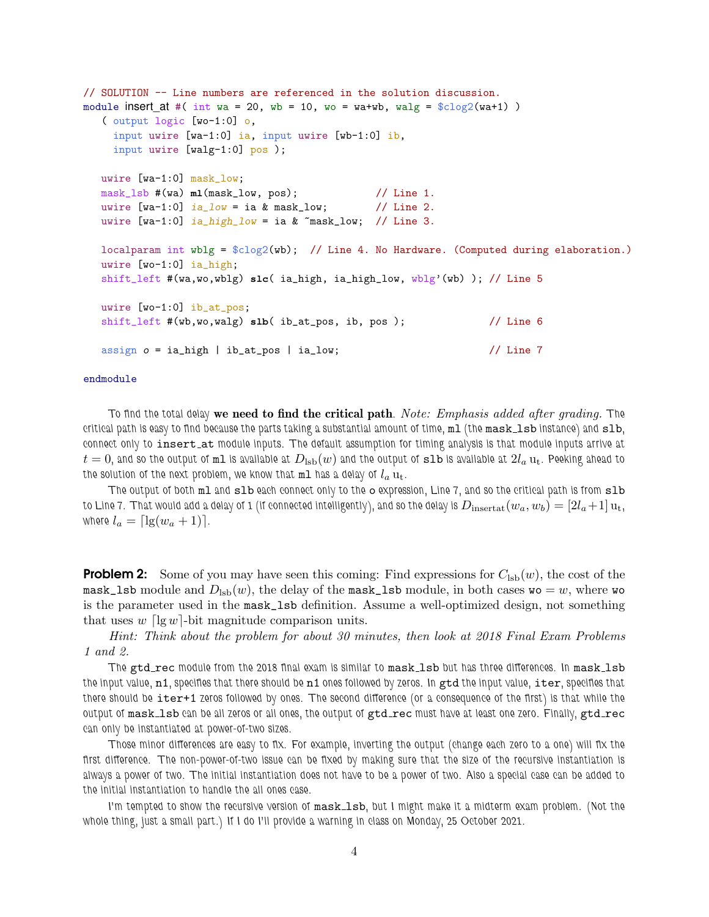```
// SOLUTION -- Line numbers are referenced in the solution discussion.
module insert_at #( int wa = 20, wb = 10, wo = wa+wb, walg = $clog2(wa+1) )
   ( output logic [wo-1:0] o,
     input uwire [wa-1:0] ia, input uwire [wb-1:0] ib,
     input uwire [walg-1:0] pos );

   uwire [wa-1:0] mask_low;
   mask_lsb #(wa) ml(mask_low, pos);             // Line 1.
   uwire [wa-1:0] ia_low = ia & mask_low;        // Line 2.
   uwire [wa-1:0] ia_high_low = ia & ~mask_low;  // Line 3.

   localparam int wblg = $clog2(wb);  // Line 4. No Hardware. (Computed during elaboration.)
   uwire [wo-1:0] ia_high;
   shift_left #(wa,wo,wblg) slc( ia_high, ia_high_low, wblg'(wb) ); // Line 5

   uwire [wo-1:0] ib_at_pos;
   shift_left #(wb,wo,walg) slb( ib_at_pos, ib, pos );              // Line 6

   assign o = ia_high | ib_at_pos | ia_low;                         // Line 7

endmodule
```

To find the total delay **we need to find the critical path**. *Note: Emphasis added after grading.* The critical path is easy to find because the parts taking a substantial amount of time, `ml` (the `mask_lsb` instance) and `slb`, connect only to `insert_at` module inputs. The default assumption for timing analysis is that module inputs arrive at $t = 0$, and so the output of `ml` is available at $D_{\text{lsb}}(w)$ and the output of `slb` is available at $2l_a\,\text{u}_\text{t}$. Peeking ahead to the solution of the next problem, we know that `ml` has a delay of $l_a\,\text{u}_\text{t}$.

The output of both `ml` and `slb` each connect only to the `o` expression, Line 7, and so the critical path is from `slb` to Line 7. That would add a delay of 1 (if connected intelligently), and so the delay is $D_{\text{insertat}}(w_a, w_b) = [2l_a + 1]\,\text{u}_\text{t}$, where $l_a = \lceil \lg(w_a + 1) \rceil$.

**Problem 2:** Some of you may have seen this coming: Find expressions for $C_{\text{lsb}}(w)$, the cost of the `mask_lsb` module and $D_{\text{lsb}}(w)$, the delay of the `mask_lsb` module, in both cases `wo` $= w$, where `wo` is the parameter used in the `mask_lsb` definition. Assume a well-optimized design, not something that uses $w\,\lceil \lg w \rceil$-bit magnitude comparison units.

*Hint: Think about the problem for about 30 minutes, then look at 2018 Final Exam Problems 1 and 2.*

The `gtd_rec` module from the 2018 final exam is similar to `mask_lsb` but has three differences. In `mask_lsb` the input value, `n1`, specifies that there should be `n1` ones followed by zeros. In `gtd` the input value, `iter`, specifies that there should be `iter+1` zeros followed by ones. The second difference (or a consequence of the first) is that while the output of `mask_lsb` can be all zeros or all ones, the output of `gtd_rec` must have at least one zero. Finally, `gtd_rec` can only be instantiated at power-of-two sizes.

Those minor differences are easy to fix. For example, inverting the output (change each zero to a one) will fix the first difference. The non-power-of-two issue can be fixed by making sure that the size of the recursive instantiation is always a power of two. The initial instantiation does not have to be a power of two. Also a special case can be added to the initial instantiation to handle the all ones case.

I'm tempted to show the recursive version of `mask_lsb`, but I might make it a midterm exam problem. (Not the whole thing, just a small part.) If I do I'll provide a warning in class on Monday, 25 October 2021.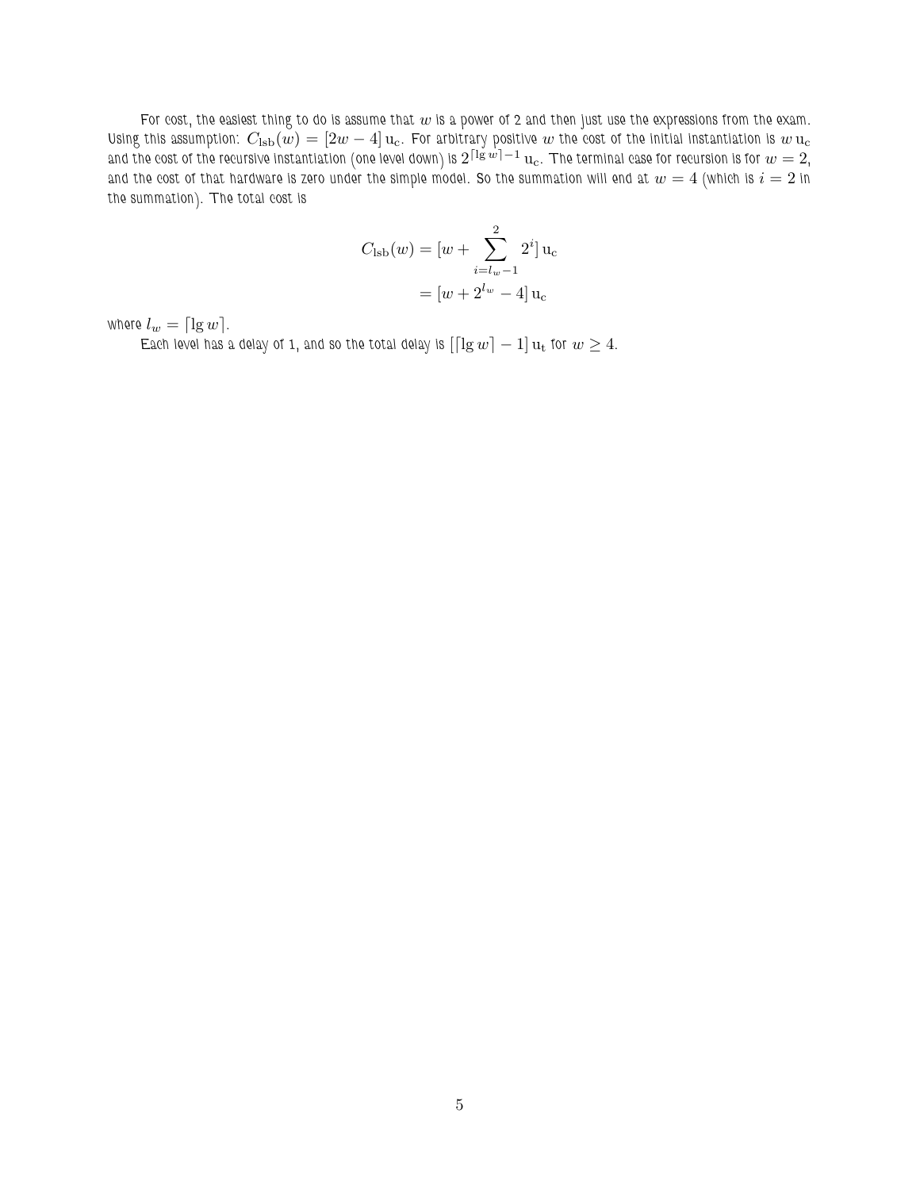For cost, the easiest thing to do is assume that $w$ is a power of 2 and then just use the expressions from the exam. Using this assumption: $C_{\text{lsb}}(w) = [2w - 4]\,\text{u}_\text{c}$. For arbitrary positive $w$ the cost of the initial instantiation is $w\,\text{u}_\text{c}$ and the cost of the recursive instantiation (one level down) is $2^{\lceil \lg w \rceil - 1}\,\text{u}_\text{c}$. The terminal case for recursion is for $w = 2$, and the cost of that hardware is zero under the simple model. So the summation will end at $w = 4$ (which is $i = 2$ in the summation). The total cost is

$$
\begin{aligned}
C_{\text{lsb}}(w) &= [w + \sum_{i=l_w-1}^{2} 2^i]\,\text{u}_\text{c} \\
&= [w + 2^{l_w} - 4]\,\text{u}_\text{c}
\end{aligned}
$$

where $l_w = \lceil \lg w \rceil$.

Each level has a delay of 1, and so the total delay is $[\lceil \lg w \rceil - 1]\,\text{u}_\text{t}$ for $w \geq 4$.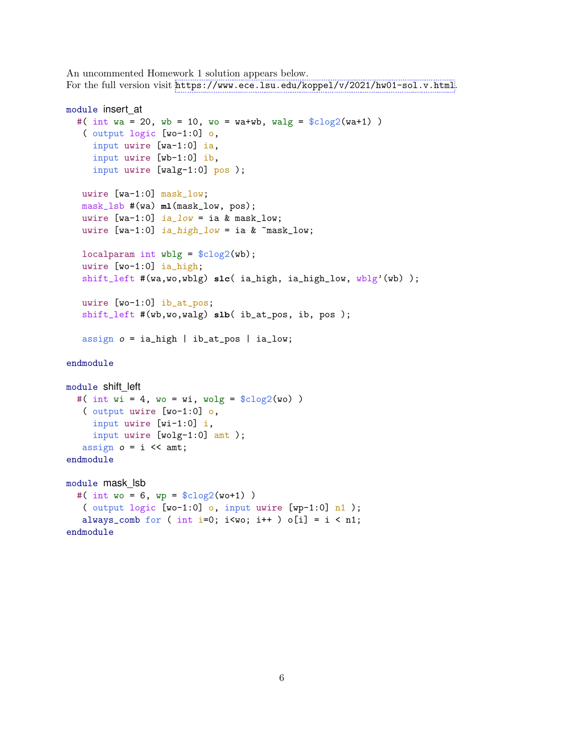An uncommented Homework 1 solution appears below.
For the full version visit https://www.ece.lsu.edu/koppel/v/2021/hw01-sol.v.html.

```
module insert_at
  #( int wa = 20, wb = 10, wo = wa+wb, walg = $clog2(wa+1) )
   ( output logic [wo-1:0] o,
     input uwire [wa-1:0] ia,
     input uwire [wb-1:0] ib,
     input uwire [walg-1:0] pos );

   uwire [wa-1:0] mask_low;
   mask_lsb #(wa) ml(mask_low, pos);
   uwire [wa-1:0] ia_low = ia & mask_low;
   uwire [wa-1:0] ia_high_low = ia & ~mask_low;

   localparam int wblg = $clog2(wb);
   uwire [wo-1:0] ia_high;
   shift_left #(wa,wo,wblg) slc( ia_high, ia_high_low, wblg'(wb) );

   uwire [wo-1:0] ib_at_pos;
   shift_left #(wb,wo,walg) slb( ib_at_pos, ib, pos );

   assign o = ia_high | ib_at_pos | ia_low;

endmodule

module shift_left
  #( int wi = 4, wo = wi, wolg = $clog2(wo) )
   ( output uwire [wo-1:0] o,
     input uwire [wi-1:0] i,
     input uwire [wolg-1:0] amt );
   assign o = i << amt;
endmodule

module mask_lsb
  #( int wo = 6, wp = $clog2(wo+1) )
   ( output logic [wo-1:0] o, input uwire [wp-1:0] n1 );
   always_comb for ( int i=0; i<wo; i++ ) o[i] = i < n1;
endmodule
```